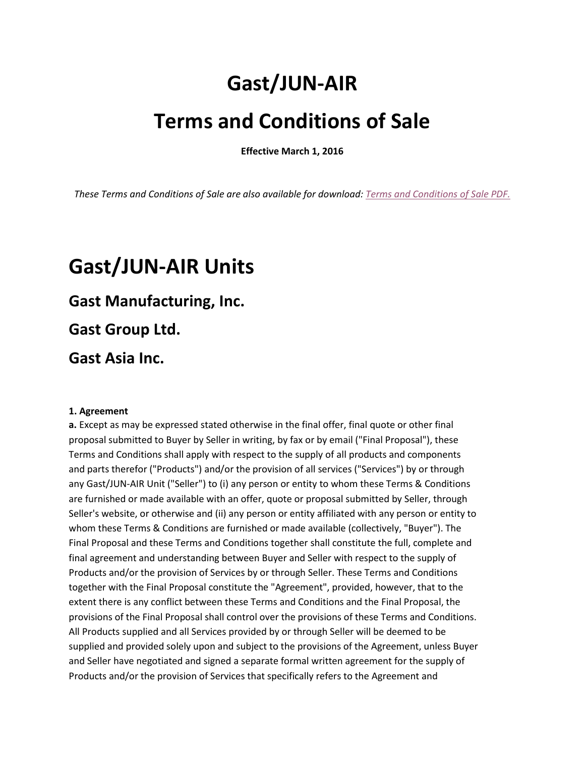# Gast/JUN-AIR

# Terms and Conditions of Sale

**Effective March 1, 2016**

*These Terms and Conditions of Sale are also available for download: Terms and Conditions of Sale PDF.*

# Gast/JUN-AIR Units

## Gast Manufacturing, Inc.

## Gast Group Ltd.

## Gast Asia Inc.

**1. Agreement**

**a.** Except as may be expressed stated otherwise in the final offer, final quote or other final proposal submitted to Buyer by Seller in writing, by fax or by email ("Final Proposal"), these Terms and Conditions shall apply with respect to the supply of all products and components and parts therefor ("Products") and/or the provision of all services ("Services") by or through any Gast/JUN-AIR Unit ("Seller") to (i) any person or entity to whom these Terms & Conditions are furnished or made available with an offer, quote or proposal submitted by Seller, through Seller's website, or otherwise and (ii) any person or entity affiliated with any person or entity to whom these Terms & Conditions are furnished or made available (collectively, "Buyer"). The Final Proposal and these Terms and Conditions together shall constitute the full, complete and final agreement and understanding between Buyer and Seller with respect to the supply of Products and/or the provision of Services by or through Seller. These Terms and Conditions together with the Final Proposal constitute the "Agreement", provided, however, that to the extent there is any conflict between these Terms and Conditions and the Final Proposal, the provisions of the Final Proposal shall control over the provisions of these Terms and Conditions. All Products supplied and all Services provided by or through Seller will be deemed to be supplied and provided solely upon and subject to the provisions of the Agreement, unless Buyer and Seller have negotiated and signed a separate formal written agreement for the supply of Products and/or the provision of Services that specifically refers to the Agreement and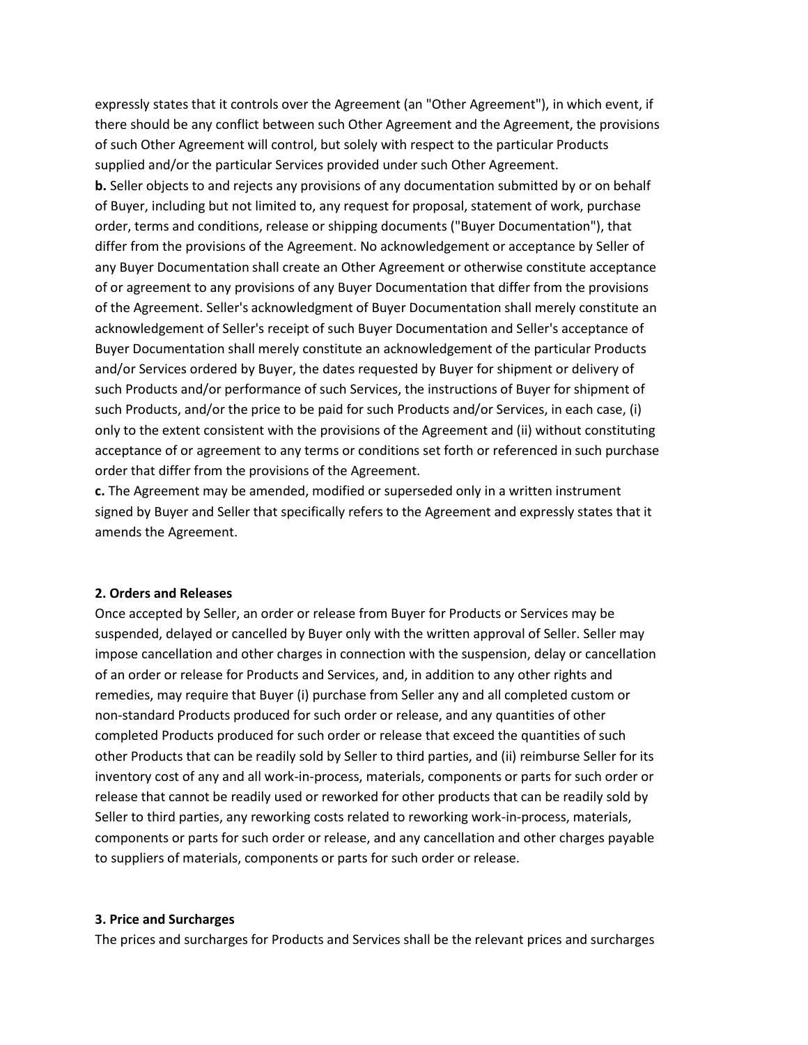expressly states that it controls over the Agreement (an "Other Agreement"), in which event, if there should be any conflict between such Other Agreement and the Agreement, the provisions of such Other Agreement will control, but solely with respect to the particular Products supplied and/or the particular Services provided under such Other Agreement.

**b.** Seller objects to and rejects any provisions of any documentation submitted by or on behalf of Buyer, including but not limited to, any request for proposal, statement of work, purchase order, terms and conditions, release or shipping documents ("Buyer Documentation"), that differ from the provisions of the Agreement. No acknowledgement or acceptance by Seller of any Buyer Documentation shall create an Other Agreement or otherwise constitute acceptance of or agreement to any provisions of any Buyer Documentation that differ from the provisions of the Agreement. Seller's acknowledgment of Buyer Documentation shall merely constitute an acknowledgement of Seller's receipt of such Buyer Documentation and Seller's acceptance of Buyer Documentation shall merely constitute an acknowledgement of the particular Products and/or Services ordered by Buyer, the dates requested by Buyer for shipment or delivery of such Products and/or performance of such Services, the instructions of Buyer for shipment of such Products, and/or the price to be paid for such Products and/or Services, in each case, (i) only to the extent consistent with the provisions of the Agreement and (ii) without constituting acceptance of or agreement to any terms or conditions set forth or referenced in such purchase order that differ from the provisions of the Agreement.

**c.** The Agreement may be amended, modified or superseded only in a written instrument signed by Buyer and Seller that specifically refers to the Agreement and expressly states that it amends the Agreement.

**2. Orders and Releases**

Once accepted by Seller, an order or release from Buyer for Products or Services may be suspended, delayed or cancelled by Buyer only with the written approval of Seller. Seller may impose cancellation and other charges in connection with the suspension, delay or cancellation of an order or release for Products and Services, and, in addition to any other rights and remedies, may require that Buyer (i) purchase from Seller any and all completed custom or non-standard Products produced for such order or release, and any quantities of other completed Products produced for such order or release that exceed the quantities of such other Products that can be readily sold by Seller to third parties, and (ii) reimburse Seller for its inventory cost of any and all work-in-process, materials, components or parts for such order or release that cannot be readily used or reworked for other products that can be readily sold by Seller to third parties, any reworking costs related to reworking work-in-process, materials, components or parts for such order or release, and any cancellation and other charges payable to suppliers of materials, components or parts for such order or release.

**3. Price and Surcharges**

The prices and surcharges for Products and Services shall be the relevant prices and surcharges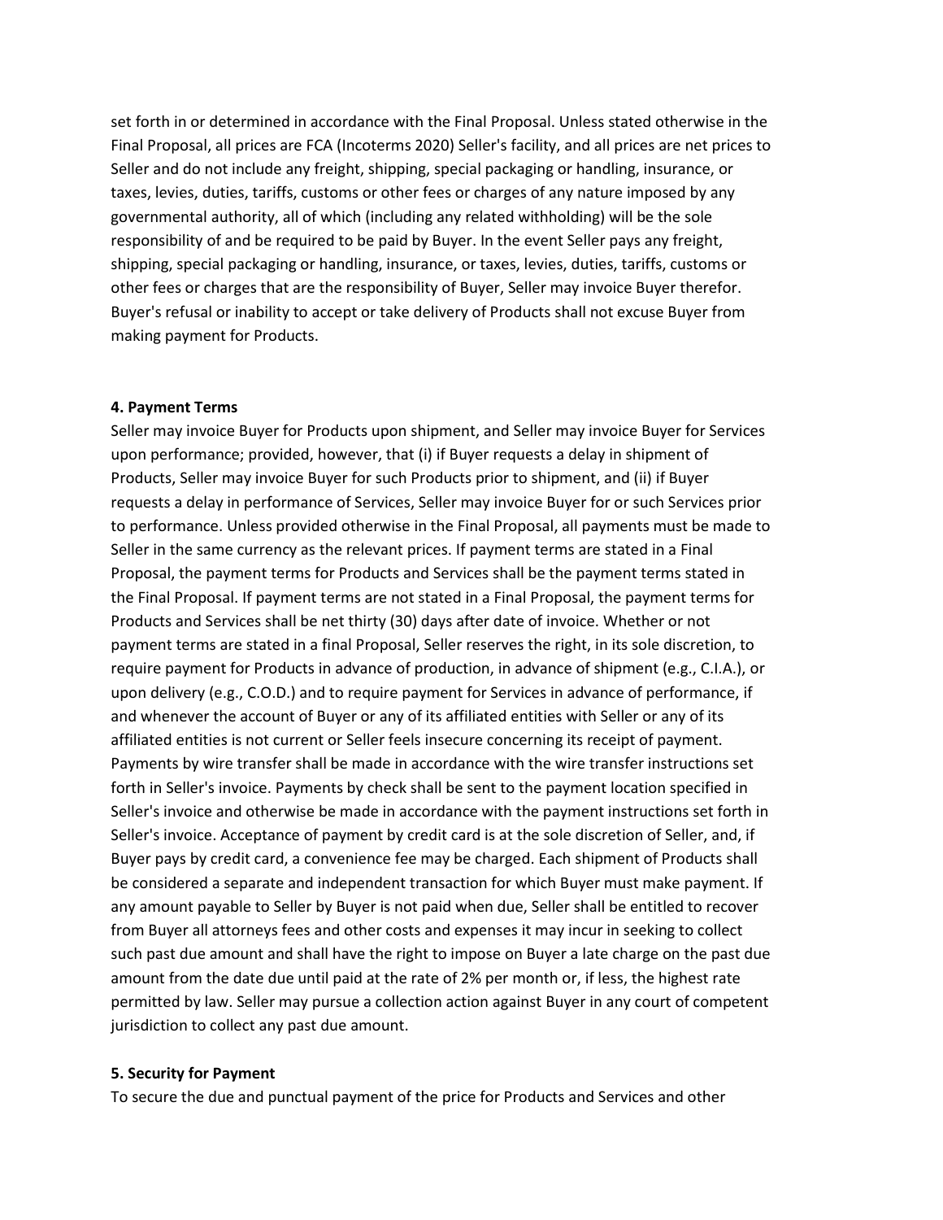set forth in or determined in accordance with the Final Proposal. Unless stated otherwise in the Final Proposal, all prices are FCA (Incoterms 2020) Seller's facility, and all prices are net prices to Seller and do not include any freight, shipping, special packaging or handling, insurance, or taxes, levies, duties, tariffs, customs or other fees or charges of any nature imposed by any governmental authority, all of which (including any related withholding) will be the sole responsibility of and be required to be paid by Buyer. In the event Seller pays any freight, shipping, special packaging or handling, insurance, or taxes, levies, duties, tariffs, customs or other fees or charges that are the responsibility of Buyer, Seller may invoice Buyer therefor. Buyer's refusal or inability to accept or take delivery of Products shall not excuse Buyer from making payment for Products.

**4. Payment Terms**

Seller may invoice Buyer for Products upon shipment, and Seller may invoice Buyer for Services upon performance; provided, however, that (i) if Buyer requests a delay in shipment of Products, Seller may invoice Buyer for such Products prior to shipment, and (ii) if Buyer requests a delay in performance of Services, Seller may invoice Buyer for or such Services prior to performance. Unless provided otherwise in the Final Proposal, all payments must be made to Seller in the same currency as the relevant prices. If payment terms are stated in a Final Proposal, the payment terms for Products and Services shall be the payment terms stated in the Final Proposal. If payment terms are not stated in a Final Proposal, the payment terms for Products and Services shall be net thirty (30) days after date of invoice. Whether or not payment terms are stated in a final Proposal, Seller reserves the right, in its sole discretion, to require payment for Products in advance of production, in advance of shipment (e.g., C.I.A.), or upon delivery (e.g., C.O.D.) and to require payment for Services in advance of performance, if and whenever the account of Buyer or any of its affiliated entities with Seller or any of its affiliated entities is not current or Seller feels insecure concerning its receipt of payment. Payments by wire transfer shall be made in accordance with the wire transfer instructions set forth in Seller's invoice. Payments by check shall be sent to the payment location specified in Seller's invoice and otherwise be made in accordance with the payment instructions set forth in Seller's invoice. Acceptance of payment by credit card is at the sole discretion of Seller, and, if Buyer pays by credit card, a convenience fee may be charged. Each shipment of Products shall be considered a separate and independent transaction for which Buyer must make payment. If any amount payable to Seller by Buyer is not paid when due, Seller shall be entitled to recover from Buyer all attorneys fees and other costs and expenses it may incur in seeking to collect such past due amount and shall have the right to impose on Buyer a late charge on the past due amount from the date due until paid at the rate of 2% per month or, if less, the highest rate permitted by law. Seller may pursue a collection action against Buyer in any court of competent jurisdiction to collect any past due amount.

**5. Security for Payment**

To secure the due and punctual payment of the price for Products and Services and other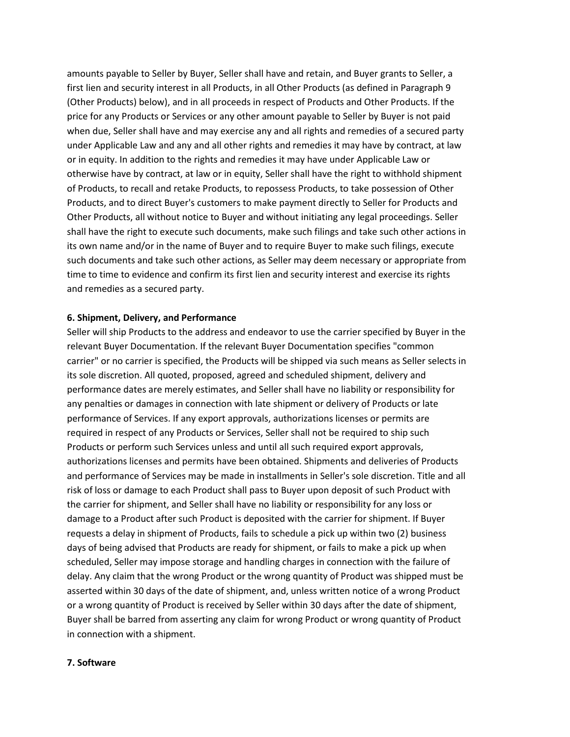amounts payable to Seller by Buyer, Seller shall have and retain, and Buyer grants to Seller, a first lien and security interest in all Products, in all Other Products (as defined in Paragraph 9 (Other Products) below), and in all proceeds in respect of Products and Other Products. If the price for any Products or Services or any other amount payable to Seller by Buyer is not paid when due, Seller shall have and may exercise any and all rights and remedies of a secured party under Applicable Law and any and all other rights and remedies it may have by contract, at law or in equity. In addition to the rights and remedies it may have under Applicable Law or otherwise have by contract, at law or in equity, Seller shall have the right to withhold shipment of Products, to recall and retake Products, to repossess Products, to take possession of Other Products, and to direct Buyer's customers to make payment directly to Seller for Products and Other Products, all without notice to Buyer and without initiating any legal proceedings. Seller shall have the right to execute such documents, make such filings and take such other actions in its own name and/or in the name of Buyer and to require Buyer to make such filings, execute such documents and take such other actions, as Seller may deem necessary or appropriate from time to time to evidence and confirm its first lien and security interest and exercise its rights and remedies as a secured party.

**6. Shipment, Delivery, and Performance**

Seller will ship Products to the address and endeavor to use the carrier specified by Buyer in the relevant Buyer Documentation. If the relevant Buyer Documentation specifies "common carrier" or no carrier is specified, the Products will be shipped via such means as Seller selects in its sole discretion. All quoted, proposed, agreed and scheduled shipment, delivery and performance dates are merely estimates, and Seller shall have no liability or responsibility for any penalties or damages in connection with late shipment or delivery of Products or late performance of Services. If any export approvals, authorizations licenses or permits are required in respect of any Products or Services, Seller shall not be required to ship such Products or perform such Services unless and until all such required export approvals, authorizations licenses and permits have been obtained. Shipments and deliveries of Products and performance of Services may be made in installments in Seller's sole discretion. Title and all risk of loss or damage to each Product shall pass to Buyer upon deposit of such Product with the carrier for shipment, and Seller shall have no liability or responsibility for any loss or damage to a Product after such Product is deposited with the carrier for shipment. If Buyer requests a delay in shipment of Products, fails to schedule a pick up within two (2) business days of being advised that Products are ready for shipment, or fails to make a pick up when scheduled, Seller may impose storage and handling charges in connection with the failure of delay. Any claim that the wrong Product or the wrong quantity of Product was shipped must be asserted within 30 days of the date of shipment, and, unless written notice of a wrong Product or a wrong quantity of Product is received by Seller within 30 days after the date of shipment, Buyer shall be barred from asserting any claim for wrong Product or wrong quantity of Product in connection with a shipment.

**7. Software**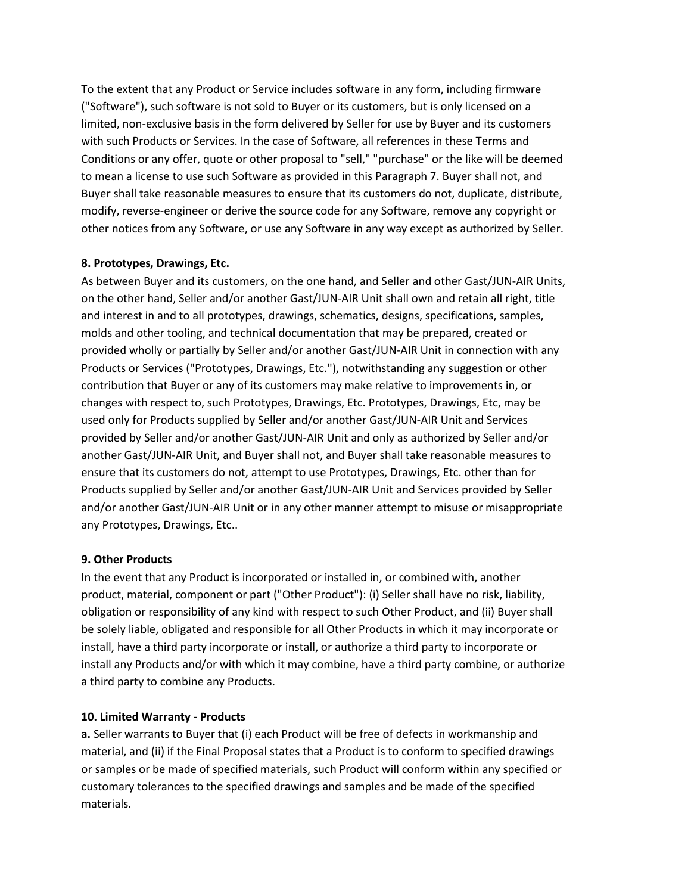To the extent that any Product or Service includes software in any form, including firmware ("Software"), such software is not sold to Buyer or its customers, but is only licensed on a limited, non-exclusive basis in the form delivered by Seller for use by Buyer and its customers with such Products or Services. In the case of Software, all references in these Terms and Conditions or any offer, quote or other proposal to "sell," "purchase" or the like will be deemed to mean a license to use such Software as provided in this Paragraph 7. Buyer shall not, and Buyer shall take reasonable measures to ensure that its customers do not, duplicate, distribute, modify, reverse-engineer or derive the source code for any Software, remove any copyright or other notices from any Software, or use any Software in any way except as authorized by Seller.

**8. Prototypes, Drawings, Etc.**

As between Buyer and its customers, on the one hand, and Seller and other Gast/JUN-AIR Units, on the other hand, Seller and/or another Gast/JUN-AIR Unit shall own and retain all right, title and interest in and to all prototypes, drawings, schematics, designs, specifications, samples, molds and other tooling, and technical documentation that may be prepared, created or provided wholly or partially by Seller and/or another Gast/JUN-AIR Unit in connection with any Products or Services ("Prototypes, Drawings, Etc."), notwithstanding any suggestion or other contribution that Buyer or any of its customers may make relative to improvements in, or changes with respect to, such Prototypes, Drawings, Etc. Prototypes, Drawings, Etc, may be used only for Products supplied by Seller and/or another Gast/JUN-AIR Unit and Services provided by Seller and/or another Gast/JUN-AIR Unit and only as authorized by Seller and/or another Gast/JUN-AIR Unit, and Buyer shall not, and Buyer shall take reasonable measures to ensure that its customers do not, attempt to use Prototypes, Drawings, Etc. other than for Products supplied by Seller and/or another Gast/JUN-AIR Unit and Services provided by Seller and/or another Gast/JUN-AIR Unit or in any other manner attempt to misuse or misappropriate any Prototypes, Drawings, Etc..

**9. Other Products**

In the event that any Product is incorporated or installed in, or combined with, another product, material, component or part ("Other Product"): (i) Seller shall have no risk, liability, obligation or responsibility of any kind with respect to such Other Product, and (ii) Buyer shall be solely liable, obligated and responsible for all Other Products in which it may incorporate or install, have a third party incorporate or install, or authorize a third party to incorporate or install any Products and/or with which it may combine, have a third party combine, or authorize a third party to combine any Products.

**10. Limited Warranty - Products**

**a.** Seller warrants to Buyer that (i) each Product will be free of defects in workmanship and material, and (ii) if the Final Proposal states that a Product is to conform to specified drawings or samples or be made of specified materials, such Product will conform within any specified or customary tolerances to the specified drawings and samples and be made of the specified materials.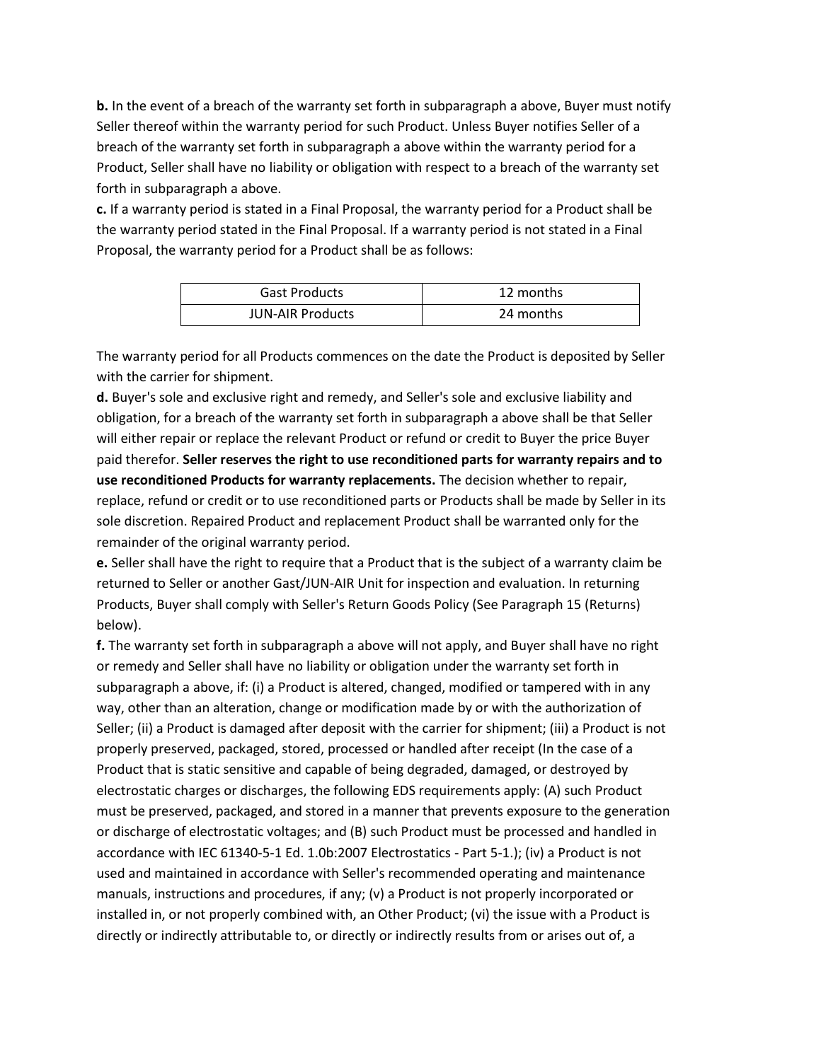**b.** In the event of a breach of the warranty set forth in subparagraph a above, Buyer must notify Seller thereof within the warranty period for such Product. Unless Buyer notifies Seller of a breach of the warranty set forth in subparagraph a above within the warranty period for a Product, Seller shall have no liability or obligation with respect to a breach of the warranty set forth in subparagraph a above.

**c.** If a warranty period is stated in a Final Proposal, the warranty period for a Product shall be the warranty period stated in the Final Proposal. If a warranty period is not stated in a Final Proposal, the warranty period for a Product shall be as follows:

| Gast Products | 12 months |
|---|---|
| JUN-AIR Products | 24 months |

The warranty period for all Products commences on the date the Product is deposited by Seller with the carrier for shipment.

**d.** Buyer's sole and exclusive right and remedy, and Seller's sole and exclusive liability and obligation, for a breach of the warranty set forth in subparagraph a above shall be that Seller will either repair or replace the relevant Product or refund or credit to Buyer the price Buyer paid therefor. **Seller reserves the right to use reconditioned parts for warranty repairs and to use reconditioned Products for warranty replacements.** The decision whether to repair, replace, refund or credit or to use reconditioned parts or Products shall be made by Seller in its sole discretion. Repaired Product and replacement Product shall be warranted only for the remainder of the original warranty period.

**e.** Seller shall have the right to require that a Product that is the subject of a warranty claim be returned to Seller or another Gast/JUN-AIR Unit for inspection and evaluation. In returning Products, Buyer shall comply with Seller's Return Goods Policy (See Paragraph 15 (Returns) below).

**f.** The warranty set forth in subparagraph a above will not apply, and Buyer shall have no right or remedy and Seller shall have no liability or obligation under the warranty set forth in subparagraph a above, if: (i) a Product is altered, changed, modified or tampered with in any way, other than an alteration, change or modification made by or with the authorization of Seller; (ii) a Product is damaged after deposit with the carrier for shipment; (iii) a Product is not properly preserved, packaged, stored, processed or handled after receipt (In the case of a Product that is static sensitive and capable of being degraded, damaged, or destroyed by electrostatic charges or discharges, the following EDS requirements apply: (A) such Product must be preserved, packaged, and stored in a manner that prevents exposure to the generation or discharge of electrostatic voltages; and (B) such Product must be processed and handled in accordance with IEC 61340-5-1 Ed. 1.0b:2007 Electrostatics - Part 5-1.); (iv) a Product is not used and maintained in accordance with Seller's recommended operating and maintenance manuals, instructions and procedures, if any; (v) a Product is not properly incorporated or installed in, or not properly combined with, an Other Product; (vi) the issue with a Product is directly or indirectly attributable to, or directly or indirectly results from or arises out of, a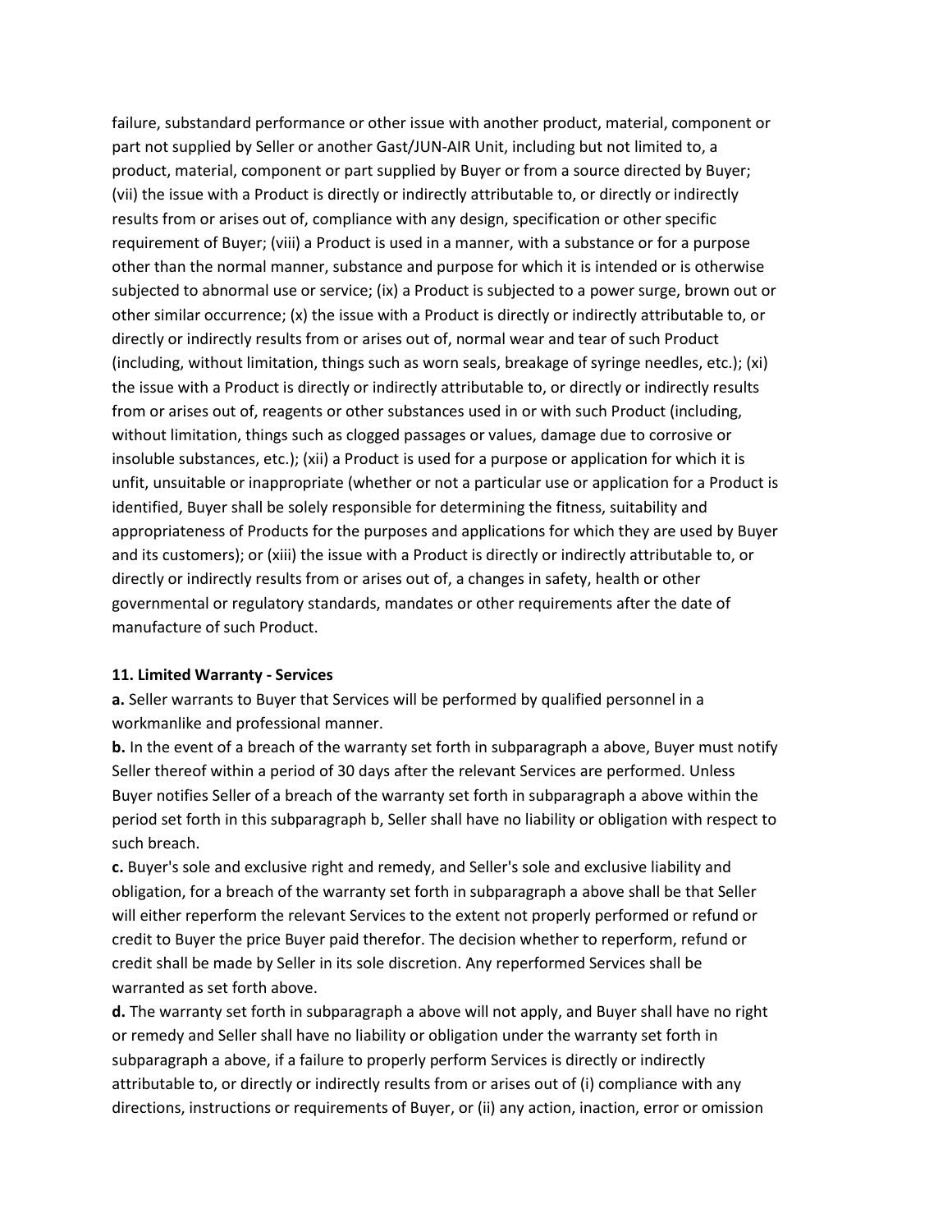failure, substandard performance or other issue with another product, material, component or part not supplied by Seller or another Gast/JUN-AIR Unit, including but not limited to, a product, material, component or part supplied by Buyer or from a source directed by Buyer; (vii) the issue with a Product is directly or indirectly attributable to, or directly or indirectly results from or arises out of, compliance with any design, specification or other specific requirement of Buyer; (viii) a Product is used in a manner, with a substance or for a purpose other than the normal manner, substance and purpose for which it is intended or is otherwise subjected to abnormal use or service; (ix) a Product is subjected to a power surge, brown out or other similar occurrence; (x) the issue with a Product is directly or indirectly attributable to, or directly or indirectly results from or arises out of, normal wear and tear of such Product (including, without limitation, things such as worn seals, breakage of syringe needles, etc.); (xi) the issue with a Product is directly or indirectly attributable to, or directly or indirectly results from or arises out of, reagents or other substances used in or with such Product (including, without limitation, things such as clogged passages or values, damage due to corrosive or insoluble substances, etc.); (xii) a Product is used for a purpose or application for which it is unfit, unsuitable or inappropriate (whether or not a particular use or application for a Product is identified, Buyer shall be solely responsible for determining the fitness, suitability and appropriateness of Products for the purposes and applications for which they are used by Buyer and its customers); or (xiii) the issue with a Product is directly or indirectly attributable to, or directly or indirectly results from or arises out of, a changes in safety, health or other governmental or regulatory standards, mandates or other requirements after the date of manufacture of such Product.

**11. Limited Warranty - Services**

**a.** Seller warrants to Buyer that Services will be performed by qualified personnel in a workmanlike and professional manner.

**b.** In the event of a breach of the warranty set forth in subparagraph a above, Buyer must notify Seller thereof within a period of 30 days after the relevant Services are performed. Unless Buyer notifies Seller of a breach of the warranty set forth in subparagraph a above within the period set forth in this subparagraph b, Seller shall have no liability or obligation with respect to such breach.

**c.** Buyer's sole and exclusive right and remedy, and Seller's sole and exclusive liability and obligation, for a breach of the warranty set forth in subparagraph a above shall be that Seller will either reperform the relevant Services to the extent not properly performed or refund or credit to Buyer the price Buyer paid therefor. The decision whether to reperform, refund or credit shall be made by Seller in its sole discretion. Any reperformed Services shall be warranted as set forth above.

**d.** The warranty set forth in subparagraph a above will not apply, and Buyer shall have no right or remedy and Seller shall have no liability or obligation under the warranty set forth in subparagraph a above, if a failure to properly perform Services is directly or indirectly attributable to, or directly or indirectly results from or arises out of (i) compliance with any directions, instructions or requirements of Buyer, or (ii) any action, inaction, error or omission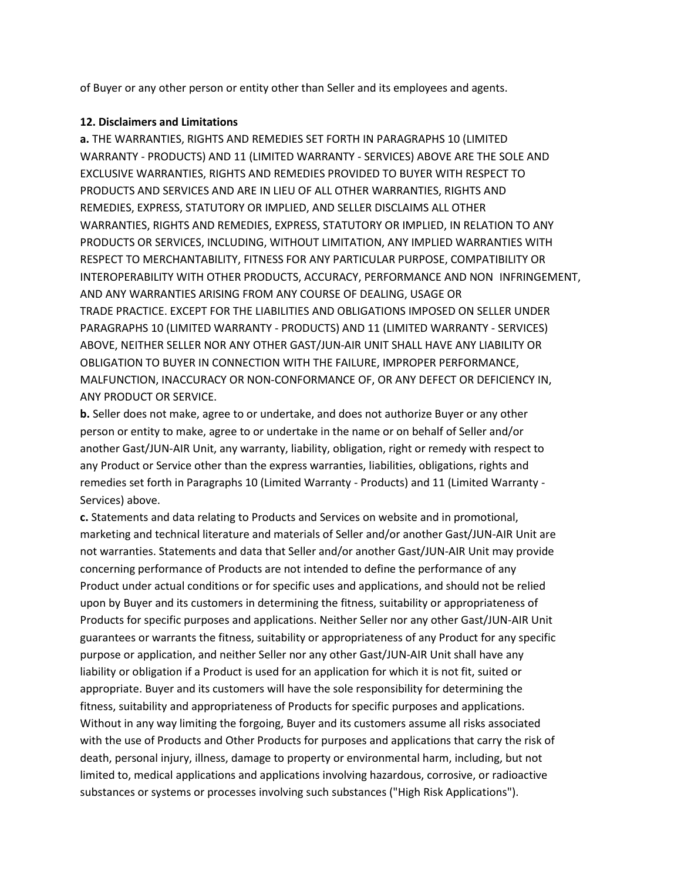of Buyer or any other person or entity other than Seller and its employees and agents.

**12. Disclaimers and Limitations**

**a.** THE WARRANTIES, RIGHTS AND REMEDIES SET FORTH IN PARAGRAPHS 10 (LIMITED WARRANTY - PRODUCTS) AND 11 (LIMITED WARRANTY - SERVICES) ABOVE ARE THE SOLE AND EXCLUSIVE WARRANTIES, RIGHTS AND REMEDIES PROVIDED TO BUYER WITH RESPECT TO PRODUCTS AND SERVICES AND ARE IN LIEU OF ALL OTHER WARRANTIES, RIGHTS AND REMEDIES, EXPRESS, STATUTORY OR IMPLIED, AND SELLER DISCLAIMS ALL OTHER WARRANTIES, RIGHTS AND REMEDIES, EXPRESS, STATUTORY OR IMPLIED, IN RELATION TO ANY PRODUCTS OR SERVICES, INCLUDING, WITHOUT LIMITATION, ANY IMPLIED WARRANTIES WITH RESPECT TO MERCHANTABILITY, FITNESS FOR ANY PARTICULAR PURPOSE, COMPATIBILITY OR INTEROPERABILITY WITH OTHER PRODUCTS, ACCURACY, PERFORMANCE AND NON INFRINGEMENT, AND ANY WARRANTIES ARISING FROM ANY COURSE OF DEALING, USAGE OR TRADE PRACTICE. EXCEPT FOR THE LIABILITIES AND OBLIGATIONS IMPOSED ON SELLER UNDER PARAGRAPHS 10 (LIMITED WARRANTY - PRODUCTS) AND 11 (LIMITED WARRANTY - SERVICES) ABOVE, NEITHER SELLER NOR ANY OTHER GAST/JUN-AIR UNIT SHALL HAVE ANY LIABILITY OR OBLIGATION TO BUYER IN CONNECTION WITH THE FAILURE, IMPROPER PERFORMANCE, MALFUNCTION, INACCURACY OR NON-CONFORMANCE OF, OR ANY DEFECT OR DEFICIENCY IN, ANY PRODUCT OR SERVICE.

**b.** Seller does not make, agree to or undertake, and does not authorize Buyer or any other person or entity to make, agree to or undertake in the name or on behalf of Seller and/or another Gast/JUN-AIR Unit, any warranty, liability, obligation, right or remedy with respect to any Product or Service other than the express warranties, liabilities, obligations, rights and remedies set forth in Paragraphs 10 (Limited Warranty - Products) and 11 (Limited Warranty - Services) above.

**c.** Statements and data relating to Products and Services on website and in promotional, marketing and technical literature and materials of Seller and/or another Gast/JUN-AIR Unit are not warranties. Statements and data that Seller and/or another Gast/JUN-AIR Unit may provide concerning performance of Products are not intended to define the performance of any Product under actual conditions or for specific uses and applications, and should not be relied upon by Buyer and its customers in determining the fitness, suitability or appropriateness of Products for specific purposes and applications. Neither Seller nor any other Gast/JUN-AIR Unit guarantees or warrants the fitness, suitability or appropriateness of any Product for any specific purpose or application, and neither Seller nor any other Gast/JUN-AIR Unit shall have any liability or obligation if a Product is used for an application for which it is not fit, suited or appropriate. Buyer and its customers will have the sole responsibility for determining the fitness, suitability and appropriateness of Products for specific purposes and applications. Without in any way limiting the forgoing, Buyer and its customers assume all risks associated with the use of Products and Other Products for purposes and applications that carry the risk of death, personal injury, illness, damage to property or environmental harm, including, but not limited to, medical applications and applications involving hazardous, corrosive, or radioactive substances or systems or processes involving such substances ("High Risk Applications").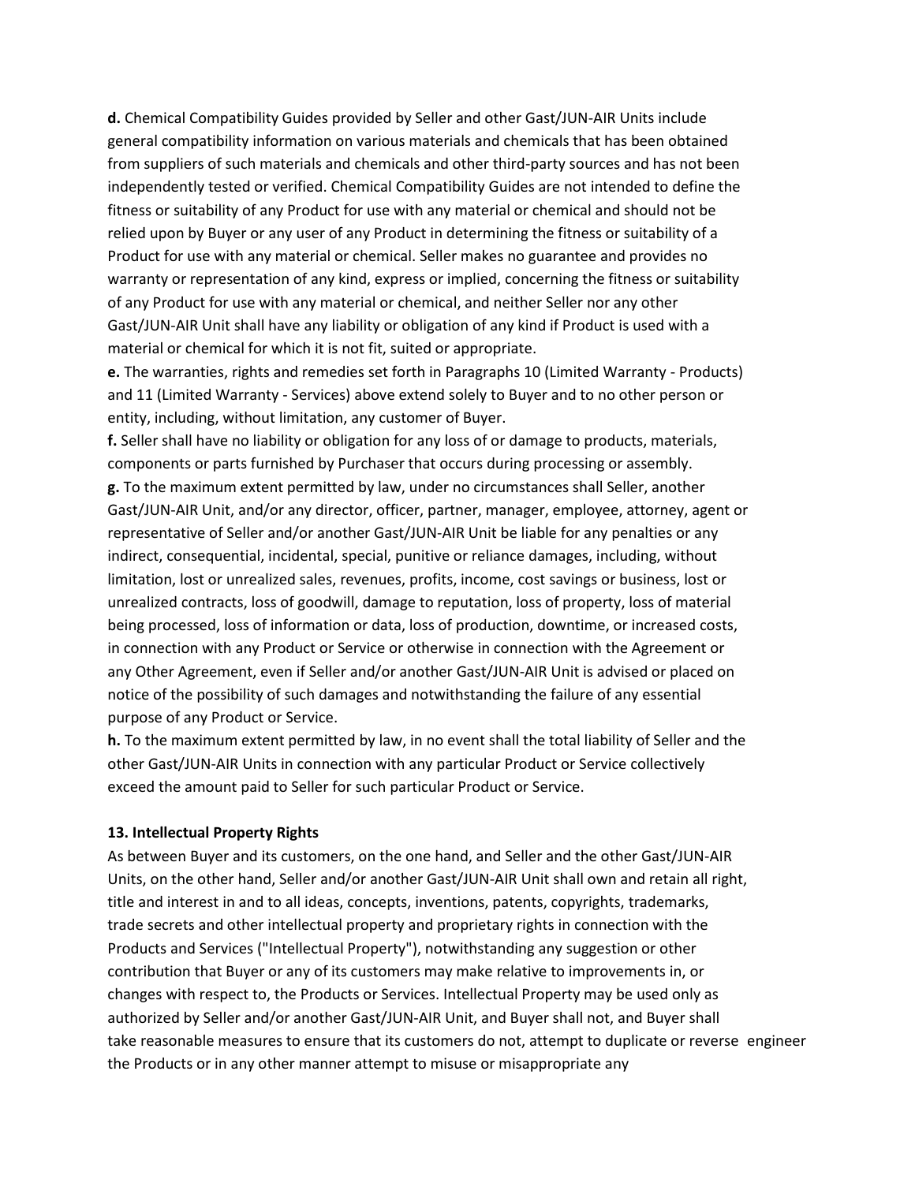**d.** Chemical Compatibility Guides provided by Seller and other Gast/JUN-AIR Units include general compatibility information on various materials and chemicals that has been obtained from suppliers of such materials and chemicals and other third-party sources and has not been independently tested or verified. Chemical Compatibility Guides are not intended to define the fitness or suitability of any Product for use with any material or chemical and should not be relied upon by Buyer or any user of any Product in determining the fitness or suitability of a Product for use with any material or chemical. Seller makes no guarantee and provides no warranty or representation of any kind, express or implied, concerning the fitness or suitability of any Product for use with any material or chemical, and neither Seller nor any other Gast/JUN-AIR Unit shall have any liability or obligation of any kind if Product is used with a material or chemical for which it is not fit, suited or appropriate.

**e.** The warranties, rights and remedies set forth in Paragraphs 10 (Limited Warranty - Products) and 11 (Limited Warranty - Services) above extend solely to Buyer and to no other person or entity, including, without limitation, any customer of Buyer.

**f.** Seller shall have no liability or obligation for any loss of or damage to products, materials, components or parts furnished by Purchaser that occurs during processing or assembly.

**g.** To the maximum extent permitted by law, under no circumstances shall Seller, another Gast/JUN-AIR Unit, and/or any director, officer, partner, manager, employee, attorney, agent or representative of Seller and/or another Gast/JUN-AIR Unit be liable for any penalties or any indirect, consequential, incidental, special, punitive or reliance damages, including, without limitation, lost or unrealized sales, revenues, profits, income, cost savings or business, lost or unrealized contracts, loss of goodwill, damage to reputation, loss of property, loss of material being processed, loss of information or data, loss of production, downtime, or increased costs, in connection with any Product or Service or otherwise in connection with the Agreement or any Other Agreement, even if Seller and/or another Gast/JUN-AIR Unit is advised or placed on notice of the possibility of such damages and notwithstanding the failure of any essential purpose of any Product or Service.

**h.** To the maximum extent permitted by law, in no event shall the total liability of Seller and the other Gast/JUN-AIR Units in connection with any particular Product or Service collectively exceed the amount paid to Seller for such particular Product or Service.

**13. Intellectual Property Rights**

As between Buyer and its customers, on the one hand, and Seller and the other Gast/JUN-AIR Units, on the other hand, Seller and/or another Gast/JUN-AIR Unit shall own and retain all right, title and interest in and to all ideas, concepts, inventions, patents, copyrights, trademarks, trade secrets and other intellectual property and proprietary rights in connection with the Products and Services ("Intellectual Property"), notwithstanding any suggestion or other contribution that Buyer or any of its customers may make relative to improvements in, or changes with respect to, the Products or Services. Intellectual Property may be used only as authorized by Seller and/or another Gast/JUN-AIR Unit, and Buyer shall not, and Buyer shall take reasonable measures to ensure that its customers do not, attempt to duplicate or reverse engineer the Products or in any other manner attempt to misuse or misappropriate any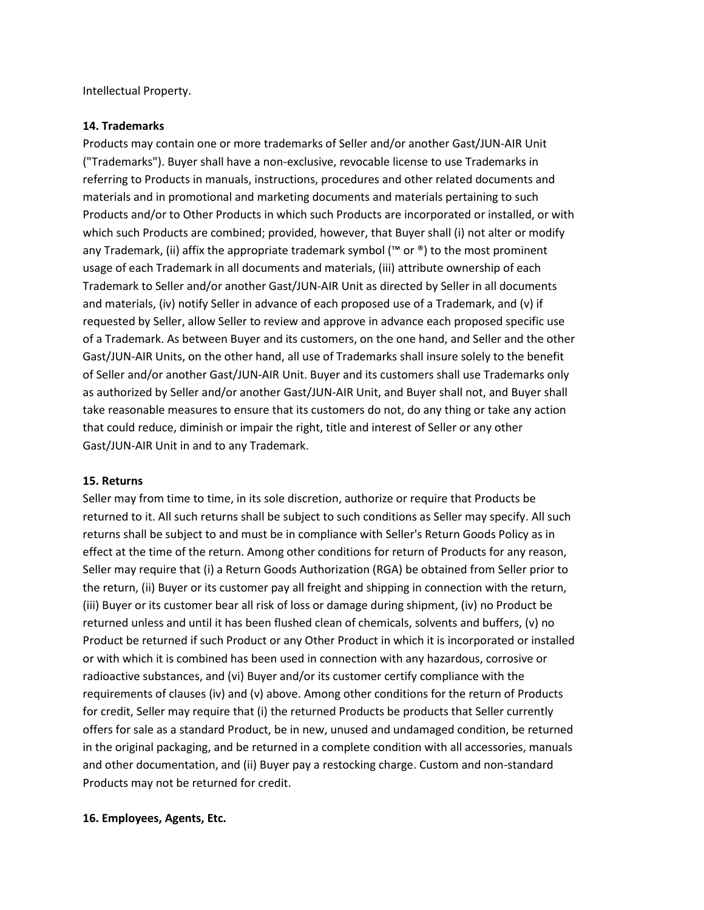Intellectual Property.

**14. Trademarks**

Products may contain one or more trademarks of Seller and/or another Gast/JUN-AIR Unit ("Trademarks"). Buyer shall have a non-exclusive, revocable license to use Trademarks in referring to Products in manuals, instructions, procedures and other related documents and materials and in promotional and marketing documents and materials pertaining to such Products and/or to Other Products in which such Products are incorporated or installed, or with which such Products are combined; provided, however, that Buyer shall (i) not alter or modify any Trademark, (ii) affix the appropriate trademark symbol (™ or ®) to the most prominent usage of each Trademark in all documents and materials, (iii) attribute ownership of each Trademark to Seller and/or another Gast/JUN-AIR Unit as directed by Seller in all documents and materials, (iv) notify Seller in advance of each proposed use of a Trademark, and (v) if requested by Seller, allow Seller to review and approve in advance each proposed specific use of a Trademark. As between Buyer and its customers, on the one hand, and Seller and the other Gast/JUN-AIR Units, on the other hand, all use of Trademarks shall insure solely to the benefit of Seller and/or another Gast/JUN-AIR Unit. Buyer and its customers shall use Trademarks only as authorized by Seller and/or another Gast/JUN-AIR Unit, and Buyer shall not, and Buyer shall take reasonable measures to ensure that its customers do not, do any thing or take any action that could reduce, diminish or impair the right, title and interest of Seller or any other Gast/JUN-AIR Unit in and to any Trademark.

**15. Returns**

Seller may from time to time, in its sole discretion, authorize or require that Products be returned to it. All such returns shall be subject to such conditions as Seller may specify. All such returns shall be subject to and must be in compliance with Seller's Return Goods Policy as in effect at the time of the return. Among other conditions for return of Products for any reason, Seller may require that (i) a Return Goods Authorization (RGA) be obtained from Seller prior to the return, (ii) Buyer or its customer pay all freight and shipping in connection with the return, (iii) Buyer or its customer bear all risk of loss or damage during shipment, (iv) no Product be returned unless and until it has been flushed clean of chemicals, solvents and buffers, (v) no Product be returned if such Product or any Other Product in which it is incorporated or installed or with which it is combined has been used in connection with any hazardous, corrosive or radioactive substances, and (vi) Buyer and/or its customer certify compliance with the requirements of clauses (iv) and (v) above. Among other conditions for the return of Products for credit, Seller may require that (i) the returned Products be products that Seller currently offers for sale as a standard Product, be in new, unused and undamaged condition, be returned in the original packaging, and be returned in a complete condition with all accessories, manuals and other documentation, and (ii) Buyer pay a restocking charge. Custom and non-standard Products may not be returned for credit.

**16. Employees, Agents, Etc.**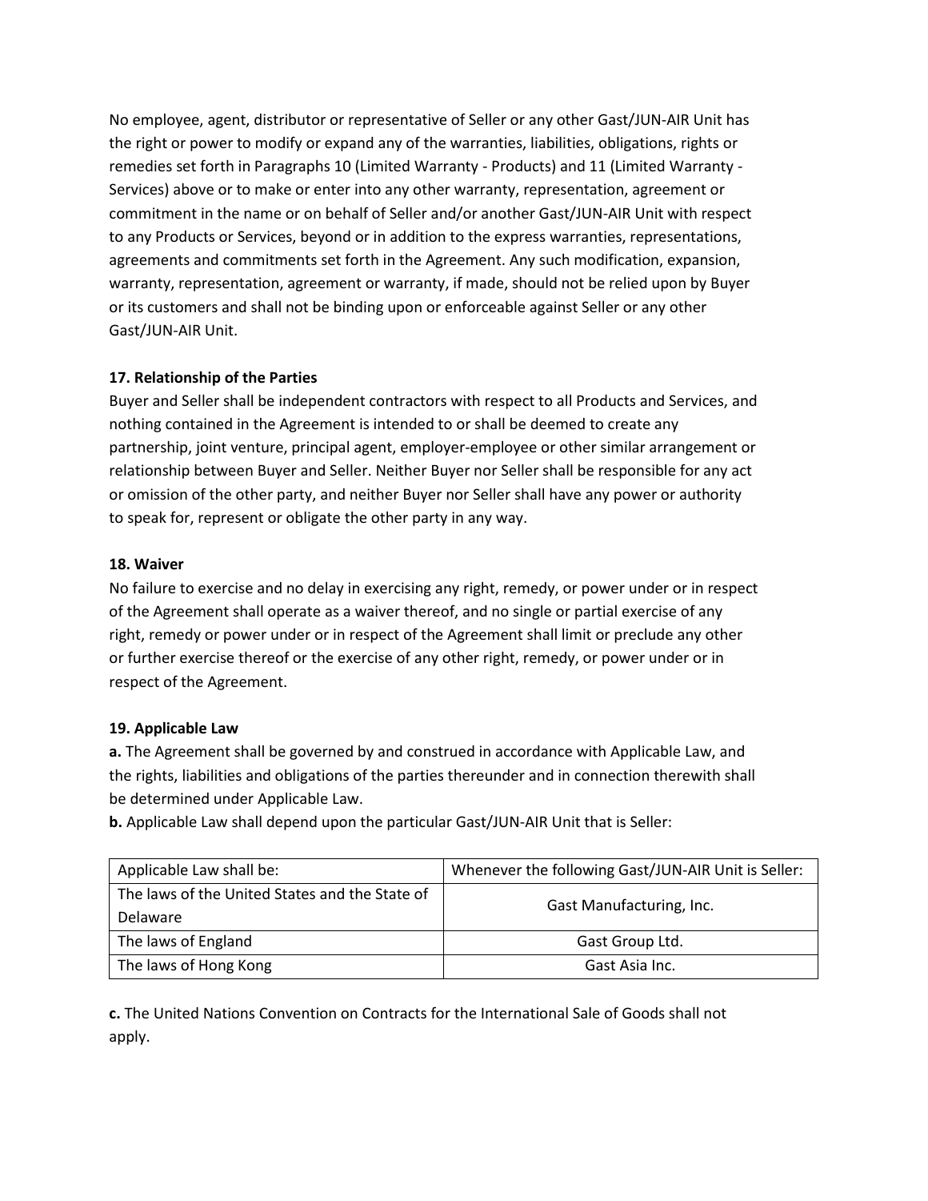No employee, agent, distributor or representative of Seller or any other Gast/JUN-AIR Unit has the right or power to modify or expand any of the warranties, liabilities, obligations, rights or remedies set forth in Paragraphs 10 (Limited Warranty - Products) and 11 (Limited Warranty - Services) above or to make or enter into any other warranty, representation, agreement or commitment in the name or on behalf of Seller and/or another Gast/JUN-AIR Unit with respect to any Products or Services, beyond or in addition to the express warranties, representations, agreements and commitments set forth in the Agreement. Any such modification, expansion, warranty, representation, agreement or warranty, if made, should not be relied upon by Buyer or its customers and shall not be binding upon or enforceable against Seller or any other Gast/JUN-AIR Unit.

**17. Relationship of the Parties**

Buyer and Seller shall be independent contractors with respect to all Products and Services, and nothing contained in the Agreement is intended to or shall be deemed to create any partnership, joint venture, principal agent, employer-employee or other similar arrangement or relationship between Buyer and Seller. Neither Buyer nor Seller shall be responsible for any act or omission of the other party, and neither Buyer nor Seller shall have any power or authority to speak for, represent or obligate the other party in any way.

**18. Waiver**

No failure to exercise and no delay in exercising any right, remedy, or power under or in respect of the Agreement shall operate as a waiver thereof, and no single or partial exercise of any right, remedy or power under or in respect of the Agreement shall limit or preclude any other or further exercise thereof or the exercise of any other right, remedy, or power under or in respect of the Agreement.

**19. Applicable Law**

**a.** The Agreement shall be governed by and construed in accordance with Applicable Law, and the rights, liabilities and obligations of the parties thereunder and in connection therewith shall be determined under Applicable Law.

**b.** Applicable Law shall depend upon the particular Gast/JUN-AIR Unit that is Seller:

| Applicable Law shall be: | Whenever the following Gast/JUN-AIR Unit is Seller: |
|---|---|
| The laws of the United States and the State of Delaware | Gast Manufacturing, Inc. |
| The laws of England | Gast Group Ltd. |
| The laws of Hong Kong | Gast Asia Inc. |

**c.** The United Nations Convention on Contracts for the International Sale of Goods shall not apply.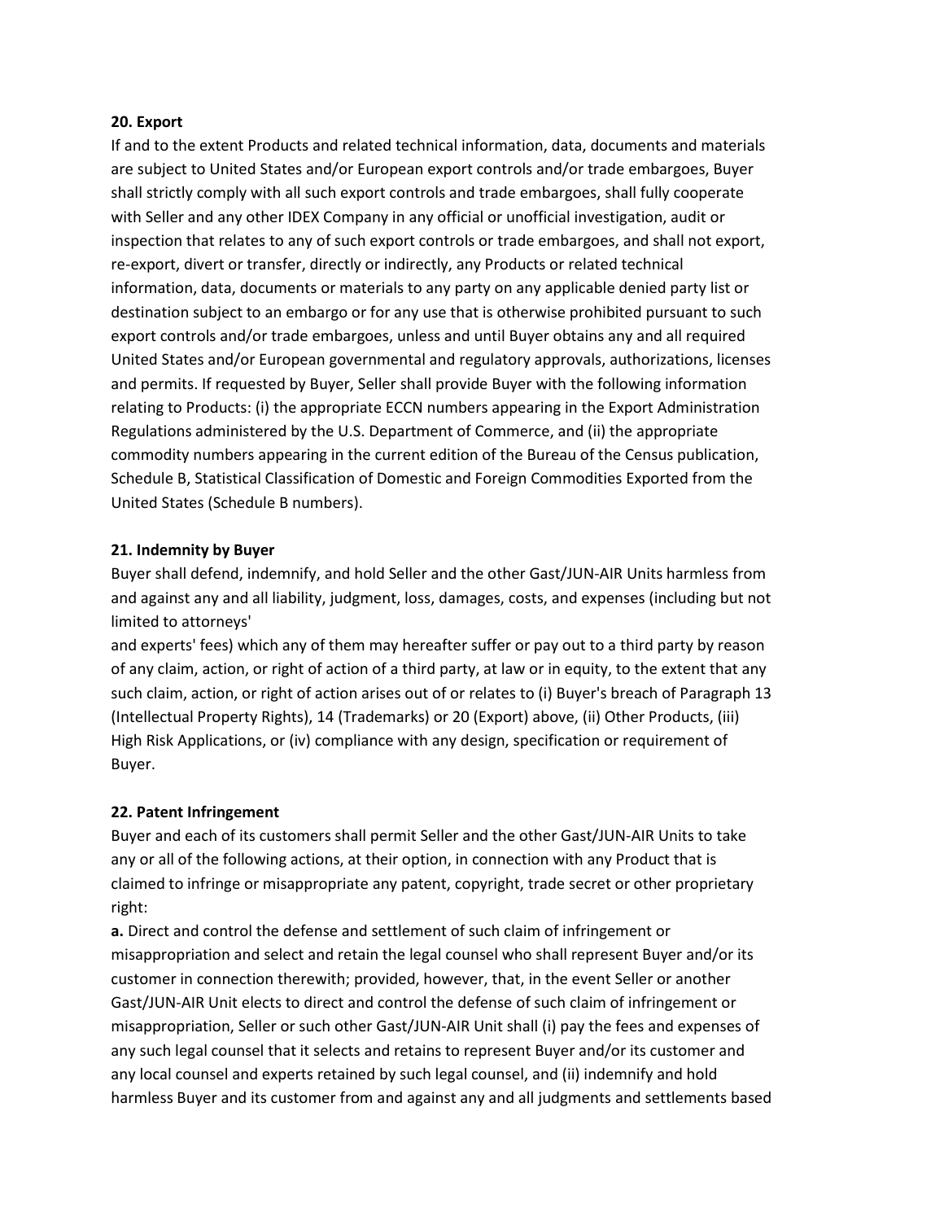**20. Export**

If and to the extent Products and related technical information, data, documents and materials are subject to United States and/or European export controls and/or trade embargoes, Buyer shall strictly comply with all such export controls and trade embargoes, shall fully cooperate with Seller and any other IDEX Company in any official or unofficial investigation, audit or inspection that relates to any of such export controls or trade embargoes, and shall not export, re-export, divert or transfer, directly or indirectly, any Products or related technical information, data, documents or materials to any party on any applicable denied party list or destination subject to an embargo or for any use that is otherwise prohibited pursuant to such export controls and/or trade embargoes, unless and until Buyer obtains any and all required United States and/or European governmental and regulatory approvals, authorizations, licenses and permits. If requested by Buyer, Seller shall provide Buyer with the following information relating to Products: (i) the appropriate ECCN numbers appearing in the Export Administration Regulations administered by the U.S. Department of Commerce, and (ii) the appropriate commodity numbers appearing in the current edition of the Bureau of the Census publication, Schedule B, Statistical Classification of Domestic and Foreign Commodities Exported from the United States (Schedule B numbers).

**21. Indemnity by Buyer**

Buyer shall defend, indemnify, and hold Seller and the other Gast/JUN-AIR Units harmless from and against any and all liability, judgment, loss, damages, costs, and expenses (including but not limited to attorneys' and experts' fees) which any of them may hereafter suffer or pay out to a third party by reason of any claim, action, or right of action of a third party, at law or in equity, to the extent that any such claim, action, or right of action arises out of or relates to (i) Buyer's breach of Paragraph 13 (Intellectual Property Rights), 14 (Trademarks) or 20 (Export) above, (ii) Other Products, (iii) High Risk Applications, or (iv) compliance with any design, specification or requirement of Buyer.

**22. Patent Infringement**

Buyer and each of its customers shall permit Seller and the other Gast/JUN-AIR Units to take any or all of the following actions, at their option, in connection with any Product that is claimed to infringe or misappropriate any patent, copyright, trade secret or other proprietary right:

**a.** Direct and control the defense and settlement of such claim of infringement or misappropriation and select and retain the legal counsel who shall represent Buyer and/or its customer in connection therewith; provided, however, that, in the event Seller or another Gast/JUN-AIR Unit elects to direct and control the defense of such claim of infringement or misappropriation, Seller or such other Gast/JUN-AIR Unit shall (i) pay the fees and expenses of any such legal counsel that it selects and retains to represent Buyer and/or its customer and any local counsel and experts retained by such legal counsel, and (ii) indemnify and hold harmless Buyer and its customer from and against any and all judgments and settlements based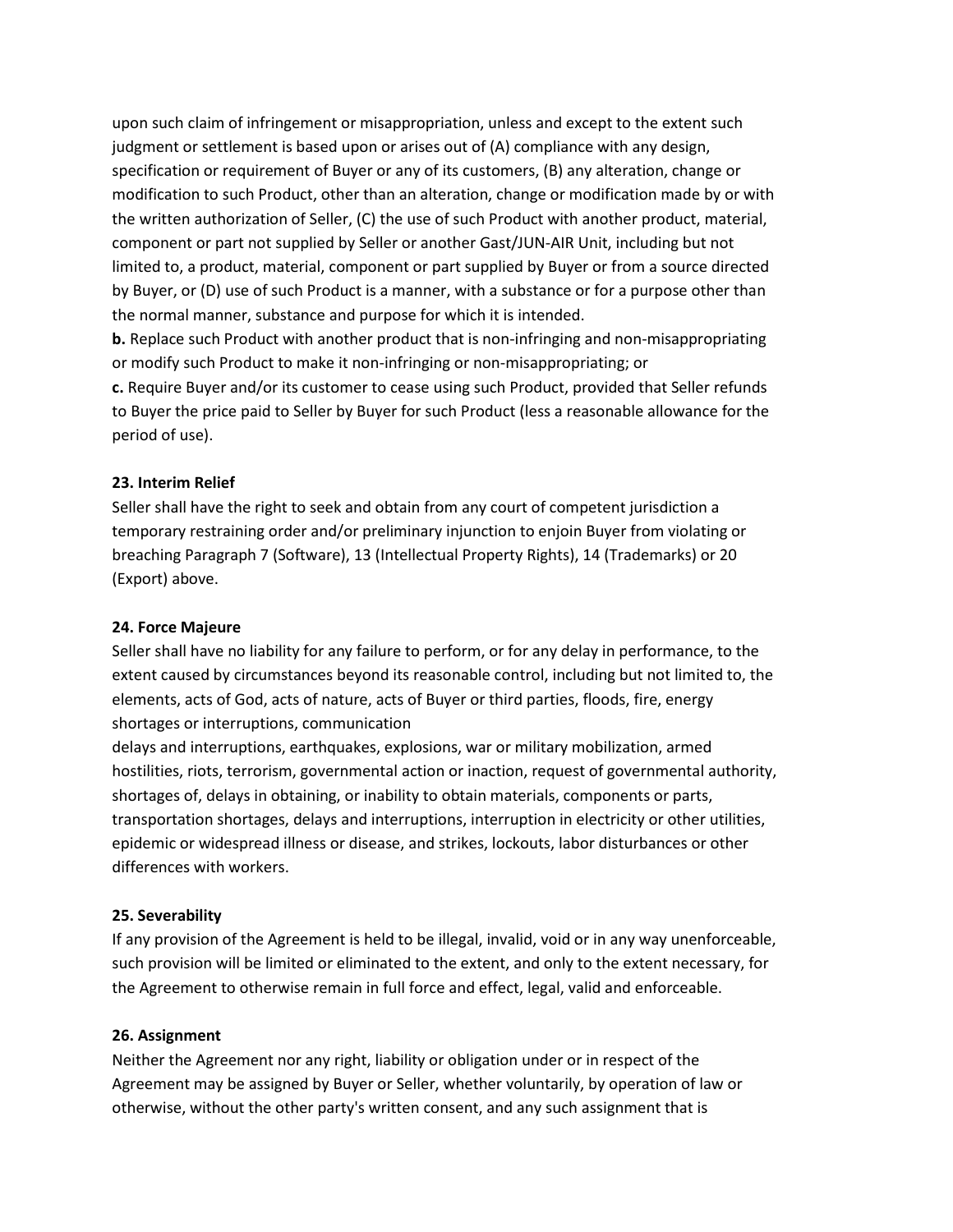upon such claim of infringement or misappropriation, unless and except to the extent such judgment or settlement is based upon or arises out of (A) compliance with any design, specification or requirement of Buyer or any of its customers, (B) any alteration, change or modification to such Product, other than an alteration, change or modification made by or with the written authorization of Seller, (C) the use of such Product with another product, material, component or part not supplied by Seller or another Gast/JUN-AIR Unit, including but not limited to, a product, material, component or part supplied by Buyer or from a source directed by Buyer, or (D) use of such Product is a manner, with a substance or for a purpose other than the normal manner, substance and purpose for which it is intended.

**b.** Replace such Product with another product that is non-infringing and non-misappropriating or modify such Product to make it non-infringing or non-misappropriating; or

**c.** Require Buyer and/or its customer to cease using such Product, provided that Seller refunds to Buyer the price paid to Seller by Buyer for such Product (less a reasonable allowance for the period of use).

**23. Interim Relief**

Seller shall have the right to seek and obtain from any court of competent jurisdiction a temporary restraining order and/or preliminary injunction to enjoin Buyer from violating or breaching Paragraph 7 (Software), 13 (Intellectual Property Rights), 14 (Trademarks) or 20 (Export) above.

**24. Force Majeure**

Seller shall have no liability for any failure to perform, or for any delay in performance, to the extent caused by circumstances beyond its reasonable control, including but not limited to, the elements, acts of God, acts of nature, acts of Buyer or third parties, floods, fire, energy shortages or interruptions, communication delays and interruptions, earthquakes, explosions, war or military mobilization, armed hostilities, riots, terrorism, governmental action or inaction, request of governmental authority, shortages of, delays in obtaining, or inability to obtain materials, components or parts, transportation shortages, delays and interruptions, interruption in electricity or other utilities, epidemic or widespread illness or disease, and strikes, lockouts, labor disturbances or other differences with workers.

**25. Severability**

If any provision of the Agreement is held to be illegal, invalid, void or in any way unenforceable, such provision will be limited or eliminated to the extent, and only to the extent necessary, for the Agreement to otherwise remain in full force and effect, legal, valid and enforceable.

**26. Assignment**

Neither the Agreement nor any right, liability or obligation under or in respect of the Agreement may be assigned by Buyer or Seller, whether voluntarily, by operation of law or otherwise, without the other party's written consent, and any such assignment that is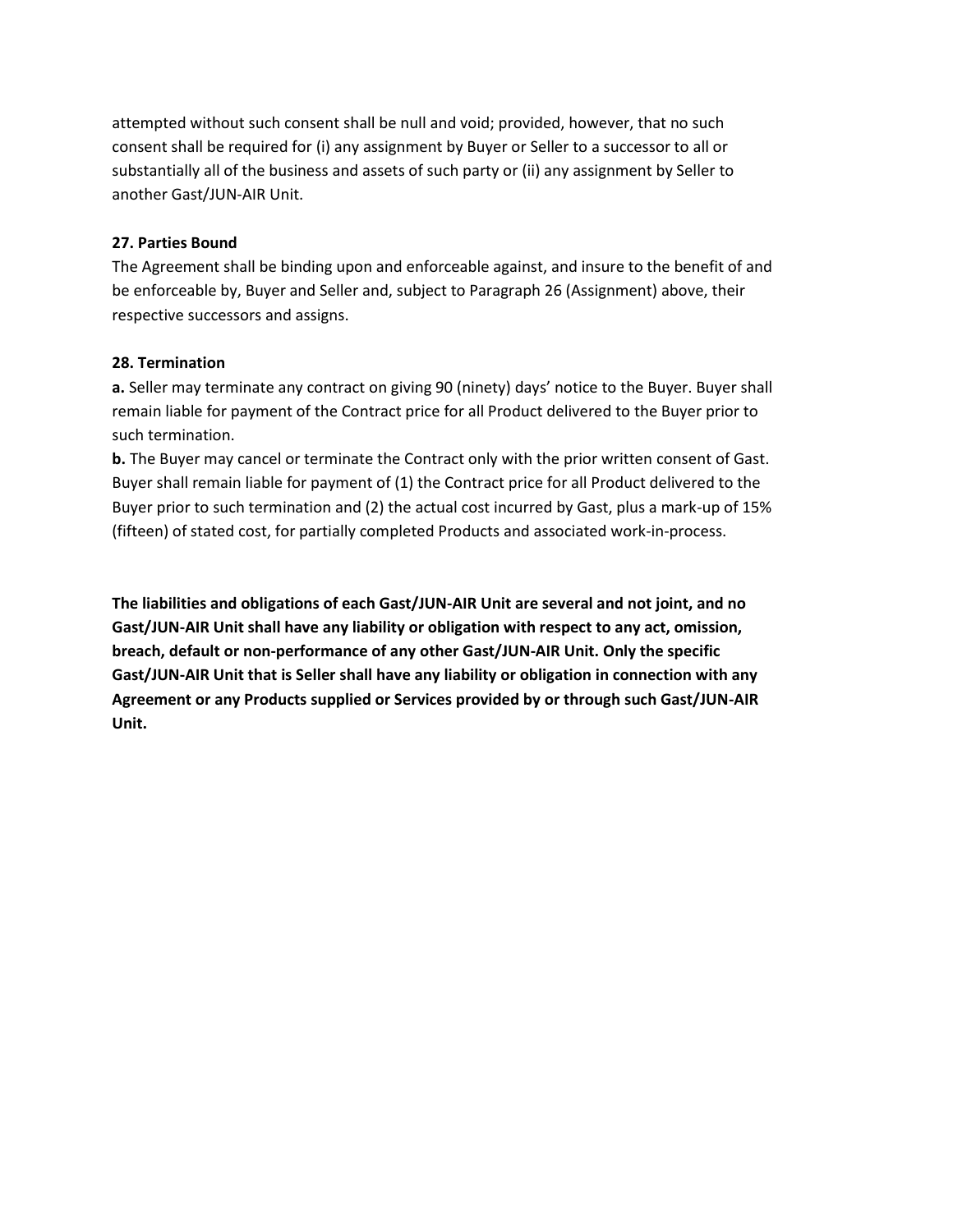attempted without such consent shall be null and void; provided, however, that no such consent shall be required for (i) any assignment by Buyer or Seller to a successor to all or substantially all of the business and assets of such party or (ii) any assignment by Seller to another Gast/JUN-AIR Unit.

**27. Parties Bound**

The Agreement shall be binding upon and enforceable against, and insure to the benefit of and be enforceable by, Buyer and Seller and, subject to Paragraph 26 (Assignment) above, their respective successors and assigns.

**28. Termination**

**a.** Seller may terminate any contract on giving 90 (ninety) days' notice to the Buyer. Buyer shall remain liable for payment of the Contract price for all Product delivered to the Buyer prior to such termination.

**b.** The Buyer may cancel or terminate the Contract only with the prior written consent of Gast. Buyer shall remain liable for payment of (1) the Contract price for all Product delivered to the Buyer prior to such termination and (2) the actual cost incurred by Gast, plus a mark-up of 15% (fifteen) of stated cost, for partially completed Products and associated work-in-process.

**The liabilities and obligations of each Gast/JUN-AIR Unit are several and not joint, and no Gast/JUN-AIR Unit shall have any liability or obligation with respect to any act, omission, breach, default or non-performance of any other Gast/JUN-AIR Unit. Only the specific Gast/JUN-AIR Unit that is Seller shall have any liability or obligation in connection with any Agreement or any Products supplied or Services provided by or through such Gast/JUN-AIR Unit.**